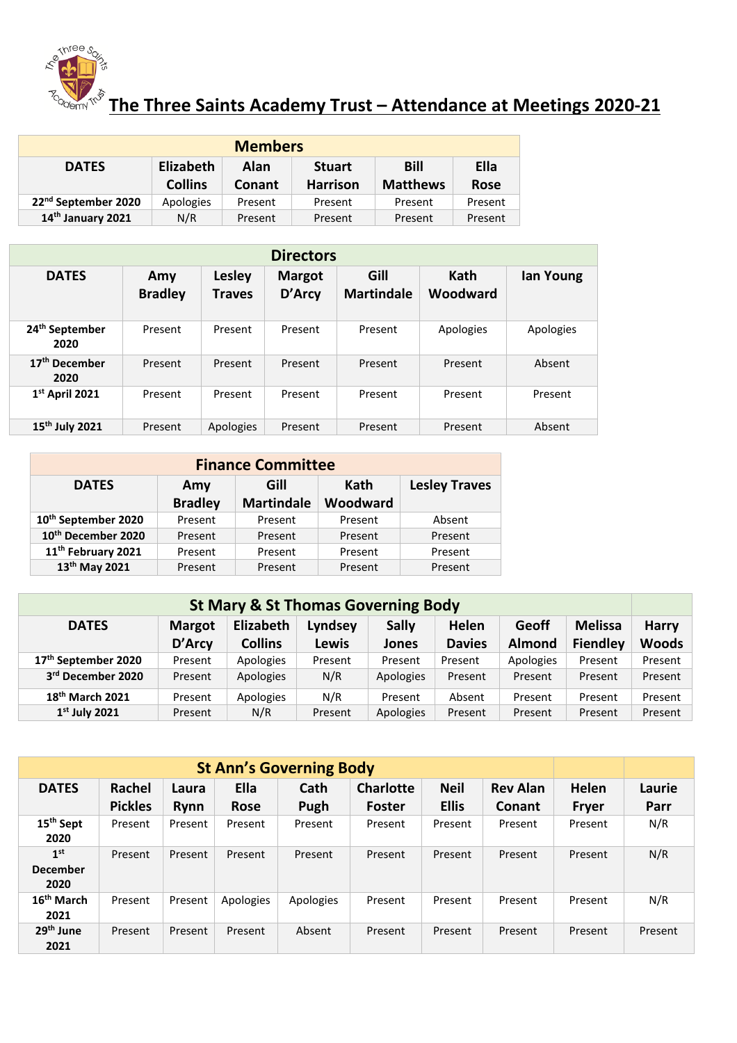# The Three Saints Academy Trust – Attendance at Meetings 2020-21

| Members | | | | | |
|---|---|---|---|---|---|
| DATES | Elizabeth Collins | Alan Conant | Stuart Harrison | Bill Matthews | Ella Rose |
| 22nd September 2020 | Apologies | Present | Present | Present | Present |
| 14th January 2021 | N/R | Present | Present | Present | Present |

| Directors | | | | | | |
|---|---|---|---|---|---|---|
| DATES | Amy Bradley | Lesley Traves | Margot D'Arcy | Gill Martindale | Kath Woodward | Ian Young |
| 24th September 2020 | Present | Present | Present | Present | Apologies | Apologies |
| 17th December 2020 | Present | Present | Present | Present | Present | Absent |
| 1st April 2021 | Present | Present | Present | Present | Present | Present |
| 15th July 2021 | Present | Apologies | Present | Present | Present | Absent |

| Finance Committee | | | | |
|---|---|---|---|---|
| DATES | Amy Bradley | Gill Martindale | Kath Woodward | Lesley Traves |
| 10th September 2020 | Present | Present | Present | Absent |
| 10th December 2020 | Present | Present | Present | Present |
| 11th February 2021 | Present | Present | Present | Present |
| 13th May 2021 | Present | Present | Present | Present |

| St Mary & St Thomas Governing Body | | | | | | | | |
|---|---|---|---|---|---|---|---|---|
| DATES | Margot D'Arcy | Elizabeth Collins | Lyndsey Lewis | Sally Jones | Helen Davies | Geoff Almond | Melissa Fiendley | Harry Woods |
| 17th September 2020 | Present | Apologies | Present | Present | Present | Apologies | Present | Present |
| 3rd December 2020 | Present | Apologies | N/R | Apologies | Present | Present | Present | Present |
| 18th March 2021 | Present | Apologies | N/R | Present | Absent | Present | Present | Present |
| 1st July 2021 | Present | N/R | Present | Apologies | Present | Present | Present | Present |

| St Ann's Governing Body | | | | | | | | |
|---|---|---|---|---|---|---|---|---|
| DATES | Rachel Pickles | Laura Rynn | Ella Rose | Cath Pugh | Charlotte Foster | Neil Ellis | Rev Alan Conant | Helen Fryer | Laurie Parr |
| 15th Sept 2020 | Present | Present | Present | Present | Present | Present | Present | Present | N/R |
| 1st December 2020 | Present | Present | Present | Present | Present | Present | Present | Present | N/R |
| 16th March 2021 | Present | Present | Apologies | Apologies | Present | Present | Present | Present | N/R |
| 29th June 2021 | Present | Present | Present | Absent | Present | Present | Present | Present | Present |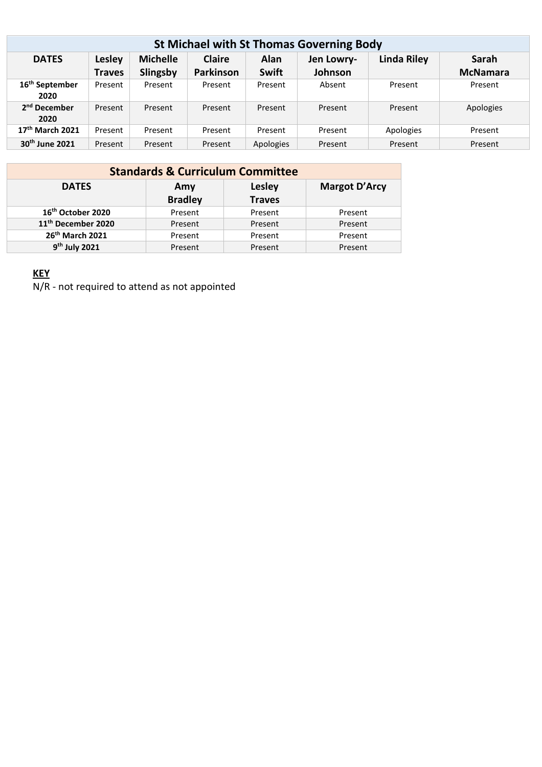| St Michael with St Thomas Governing Body | | | | | | | |
|---|---|---|---|---|---|---|---|
| **DATES** | **Lesley Traves** | **Michelle Slingsby** | **Claire Parkinson** | **Alan Swift** | **Jen Lowry-Johnson** | **Linda Riley** | **Sarah McNamara** |
| **16th September 2020** | Present | Present | Present | Present | Absent | Present | Present |
| **2nd December 2020** | Present | Present | Present | Present | Present | Present | Apologies |
| **17th March 2021** | Present | Present | Present | Present | Present | Apologies | Present |
| **30th June 2021** | Present | Present | Present | Apologies | Present | Present | Present |

| Standards & Curriculum Committee | | | |
|---|---|---|---|
| **DATES** | **Amy Bradley** | **Lesley Traves** | **Margot D'Arcy** |
| **16th October 2020** | Present | Present | Present |
| **11th December 2020** | Present | Present | Present |
| **26th March 2021** | Present | Present | Present |
| **9th July 2021** | Present | Present | Present |

**KEY**

N/R - not required to attend as not appointed